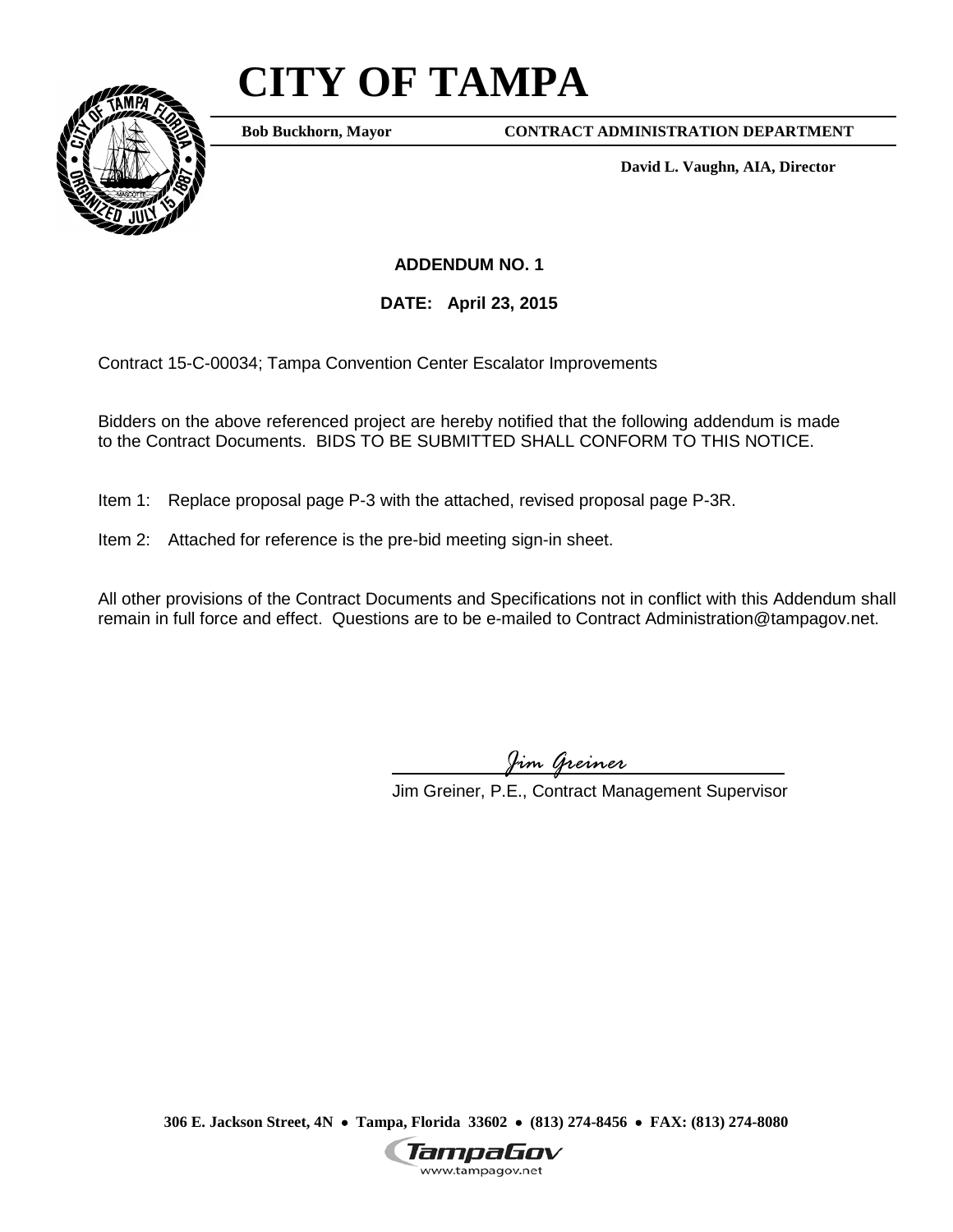# CITY OF TAMPA

**Bob Buckhorn, Mayor** **CONTRACT ADMINISTRATION DEPARTMENT**

**David L. Vaughn, AIA, Director**

**ADDENDUM NO. 1**

**DATE: April 23, 2015**

Contract 15-C-00034; Tampa Convention Center Escalator Improvements

Bidders on the above referenced project are hereby notified that the following addendum is made to the Contract Documents. BIDS TO BE SUBMITTED SHALL CONFORM TO THIS NOTICE.

Item 1: Replace proposal page P-3 with the attached, revised proposal page P-3R.

Item 2: Attached for reference is the pre-bid meeting sign-in sheet.

All other provisions of the Contract Documents and Specifications not in conflict with this Addendum shall remain in full force and effect. Questions are to be e-mailed to Contract Administration@tampagov.net.

*Jim Greiner*

Jim Greiner, P.E., Contract Management Supervisor

**306 E. Jackson Street, 4N • Tampa, Florida 33602 • (813) 274-8456 • FAX: (813) 274-8080**

TampaGov
www.tampagov.net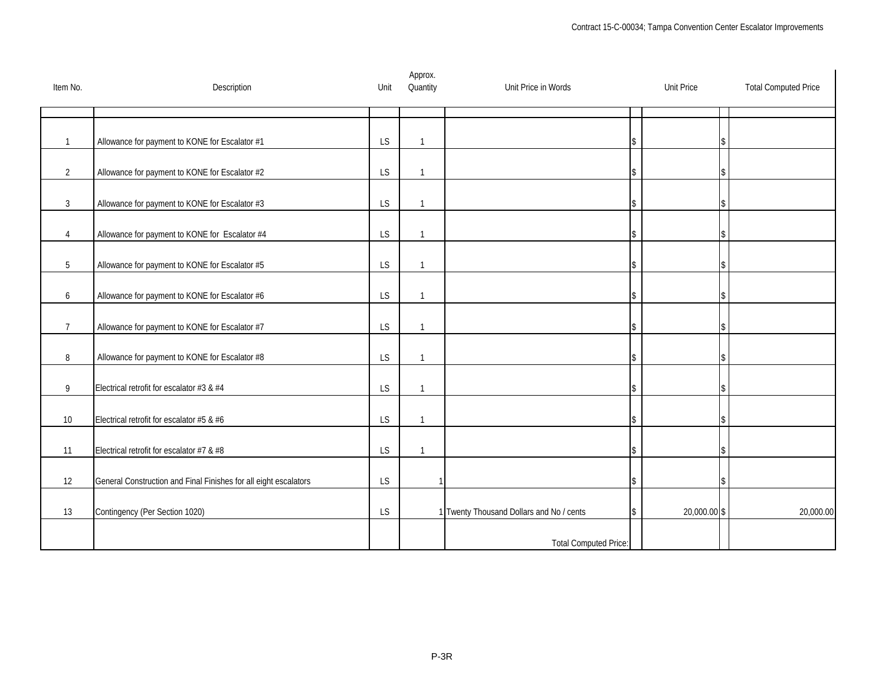| Item No. | Description | Unit | Approx. Quantity | Unit Price in Words | Unit Price | Total Computed Price |
|---|---|---|---|---|---|---|
| 1 | Allowance for payment to KONE for Escalator #1 | LS | 1 | | $ | $ |
| 2 | Allowance for payment to KONE for Escalator #2 | LS | 1 | | $ | $ |
| 3 | Allowance for payment to KONE for Escalator #3 | LS | 1 | | $ | $ |
| 4 | Allowance for payment to KONE for Escalator #4 | LS | 1 | | $ | $ |
| 5 | Allowance for payment to KONE for Escalator #5 | LS | 1 | | $ | $ |
| 6 | Allowance for payment to KONE for Escalator #6 | LS | 1 | | $ | $ |
| 7 | Allowance for payment to KONE for Escalator #7 | LS | 1 | | $ | $ |
| 8 | Allowance for payment to KONE for Escalator #8 | LS | 1 | | $ | $ |
| 9 | Electrical retrofit for escalator #3 & #4 | LS | 1 | | $ | $ |
| 10 | Electrical retrofit for escalator #5 & #6 | LS | 1 | | $ | $ |
| 11 | Electrical retrofit for escalator #7 & #8 | LS | 1 | | $ | $ |
| 12 | General Construction and Final Finishes for all eight escalators | LS | 1 | | $ | $ |
| 13 | Contingency (Per Section 1020) | LS | 1 | Twenty Thousand Dollars and No / cents | $ 20,000.00 | $ 20,000.00 |
| | | | | Total Computed Price: | | |

P-3R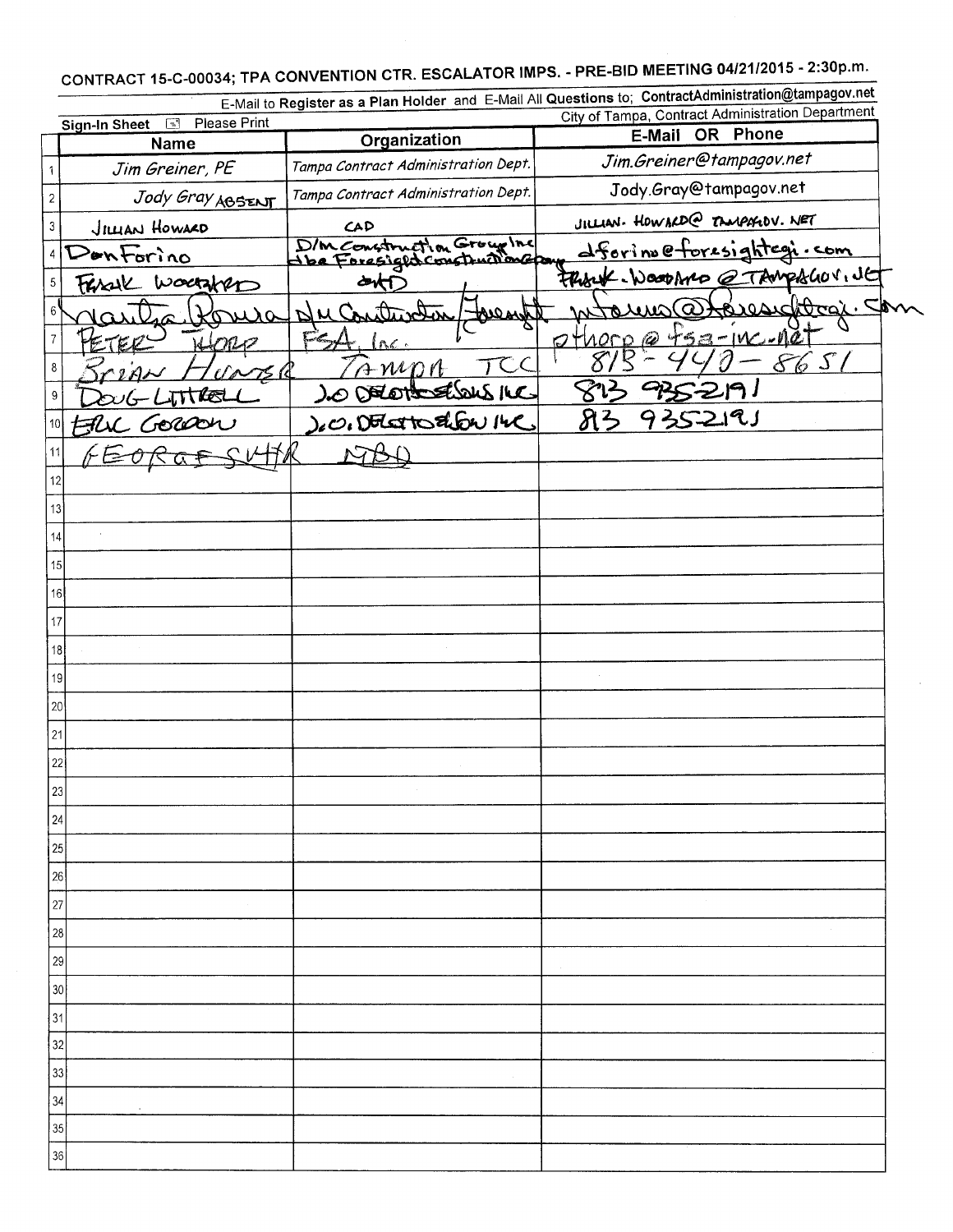# CONTRACT 15-C-00034; TPA CONVENTION CTR. ESCALATOR IMPS. - PRE-BID MEETING 04/21/2015 - 2:30p.m.

E-Mail to **Register as a Plan Holder** and E-Mail All **Questions** to; **ContractAdministration@tampagov.net**

Sign-In Sheet Please Print

City of Tampa, Contract Administration Department

| | Name | Organization | E-Mail OR Phone |
|---|---|---|---|
| 1 | Jim Greiner, PE | Tampa Contract Administration Dept. | Jim.Greiner@tampagov.net |
| 2 | Jody Gray ABSENT | Tampa Contract Administration Dept. | Jody.Gray@tampagov.net |
| 3 | JILLIAN HOWARD | CAD | JILLIAN.HOWARD@TAMPAGOV.NET |
| 4 | Don Forino | D/M Construction Group Inc dba Foresight Construction Group | dforino@foresightcgi.com |
| 5 | FRANK WOODARD | CAD | FRANK.WOODARD@TAMPAGOV.NET |
| 6 | Maritza Romero | D/M Construction / Foresight | mromero@foresightcgi.com |
| 7 | PETER THORP | FSA, Inc. | pthorp@fsa-inc.net |
| 8 | Brian Hunter | Tampa TCC | 813-440-8651 |
| 9 | DOUG LITTRELL | J.O. DELOTTO & SONS INC | 813 9352191 |
| 10 | ERIC GORDON | J.O. DELOTTO & SON INC | 813 9352191 |
| 11 | GEORGE SMITH | MBD | |
| 12 | | | |
| 13 | | | |
| 14 | | | |
| 15 | | | |
| 16 | | | |
| 17 | | | |
| 18 | | | |
| 19 | | | |
| 20 | | | |
| 21 | | | |
| 22 | | | |
| 23 | | | |
| 24 | | | |
| 25 | | | |
| 26 | | | |
| 27 | | | |
| 28 | | | |
| 29 | | | |
| 30 | | | |
| 31 | | | |
| 32 | | | |
| 33 | | | |
| 34 | | | |
| 35 | | | |
| 36 | | | |